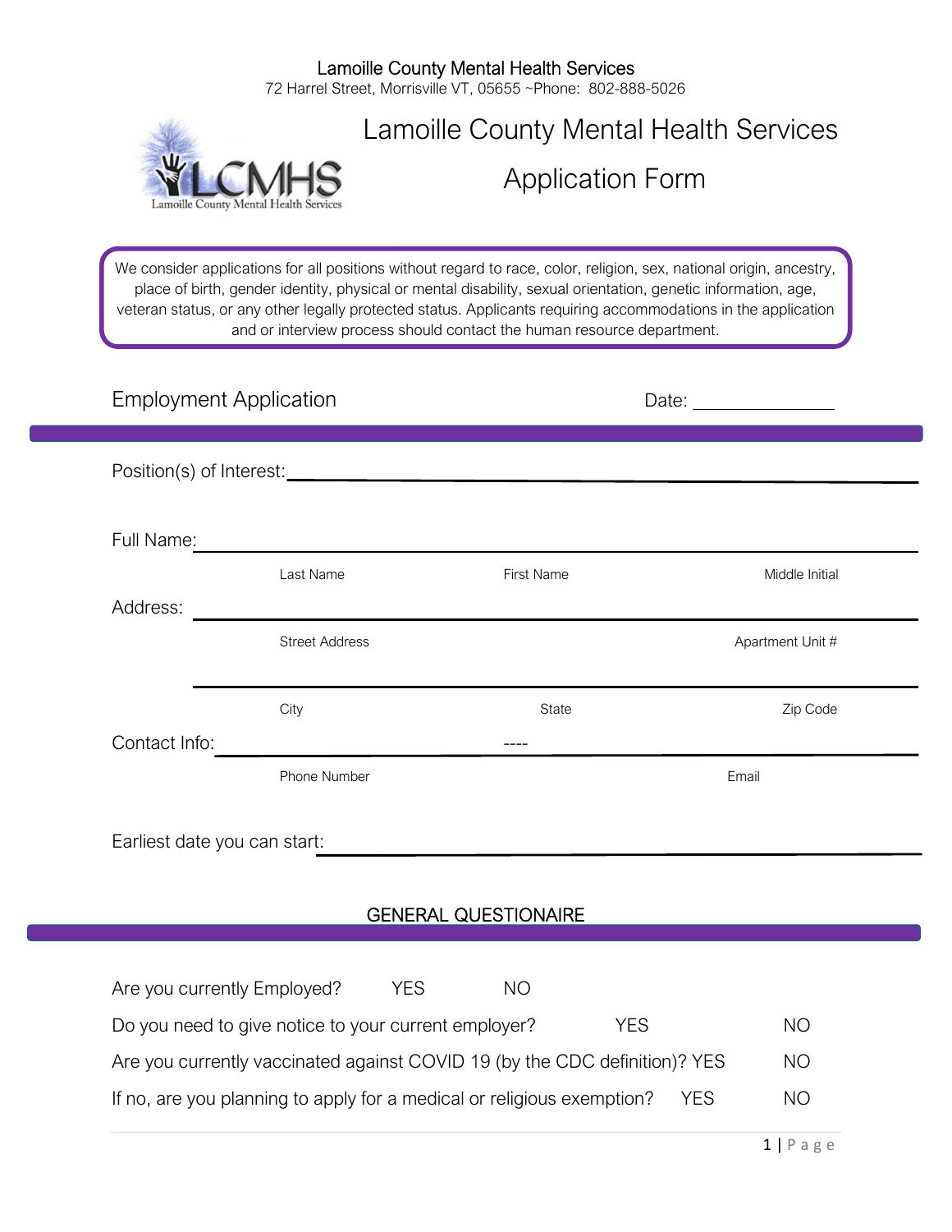Lamoille County Mental Health Services
72 Harrel Street, Morrisville VT, 05655 ~Phone: 802-888-5026

# Lamoille County Mental Health Services

# Application Form

We consider applications for all positions without regard to race, color, religion, sex, national origin, ancestry, place of birth, gender identity, physical or mental disability, sexual orientation, genetic information, age, veteran status, or any other legally protected status. Applicants requiring accommodations in the application and or interview process should contact the human resource department.

## Employment Application

Date: ______________

Position(s) of Interest: ______________________________________________

Full Name: ______________________________________________

Last Name | First Name | Middle Initial

Address: ______________________________________________

Street Address | Apartment Unit #

______________________________________________

City | State | Zip Code

Contact Info: ______________________ ---- ______________________

Phone Number | Email

Earliest date you can start: ______________________________________________

## GENERAL QUESTIONAIRE

Are you currently Employed? YES NO

Do you need to give notice to your current employer? YES NO

Are you currently vaccinated against COVID 19 (by the CDC definition)? YES NO

If no, are you planning to apply for a medical or religious exemption? YES NO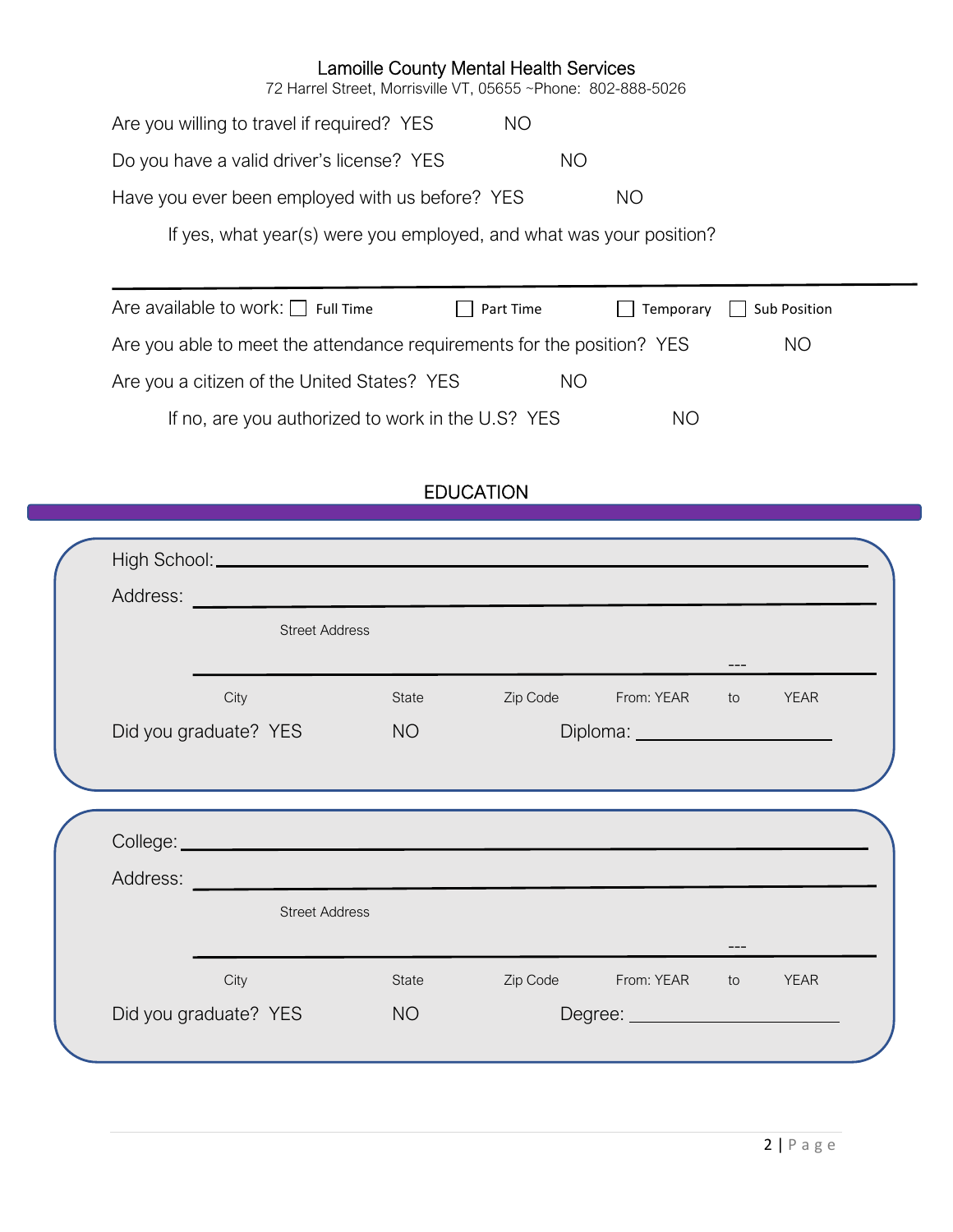Lamoille County Mental Health Services
72 Harrel Street, Morrisville VT, 05655 ~Phone: 802-888-5026

Are you willing to travel if required? YES NO

Do you have a valid driver's license? YES NO

Have you ever been employed with us before? YES NO

If yes, what year(s) were you employed, and what was your position?

---

Are available to work: ☐ Full Time ☐ Part Time ☐ Temporary ☐ Sub Position

Are you able to meet the attendance requirements for the position? YES NO

Are you a citizen of the United States? YES NO

If no, are you authorized to work in the U.S? YES NO

## EDUCATION

High School: ____________________________________________

Address: ____________________________________________
Street Address

____________________________________________ ---
City State Zip Code From: YEAR to YEAR

Did you graduate? YES NO Diploma: ____________________

College: ____________________________________________

Address: ____________________________________________
Street Address

____________________________________________ ---
City State Zip Code From: YEAR to YEAR

Did you graduate? YES NO Degree: ____________________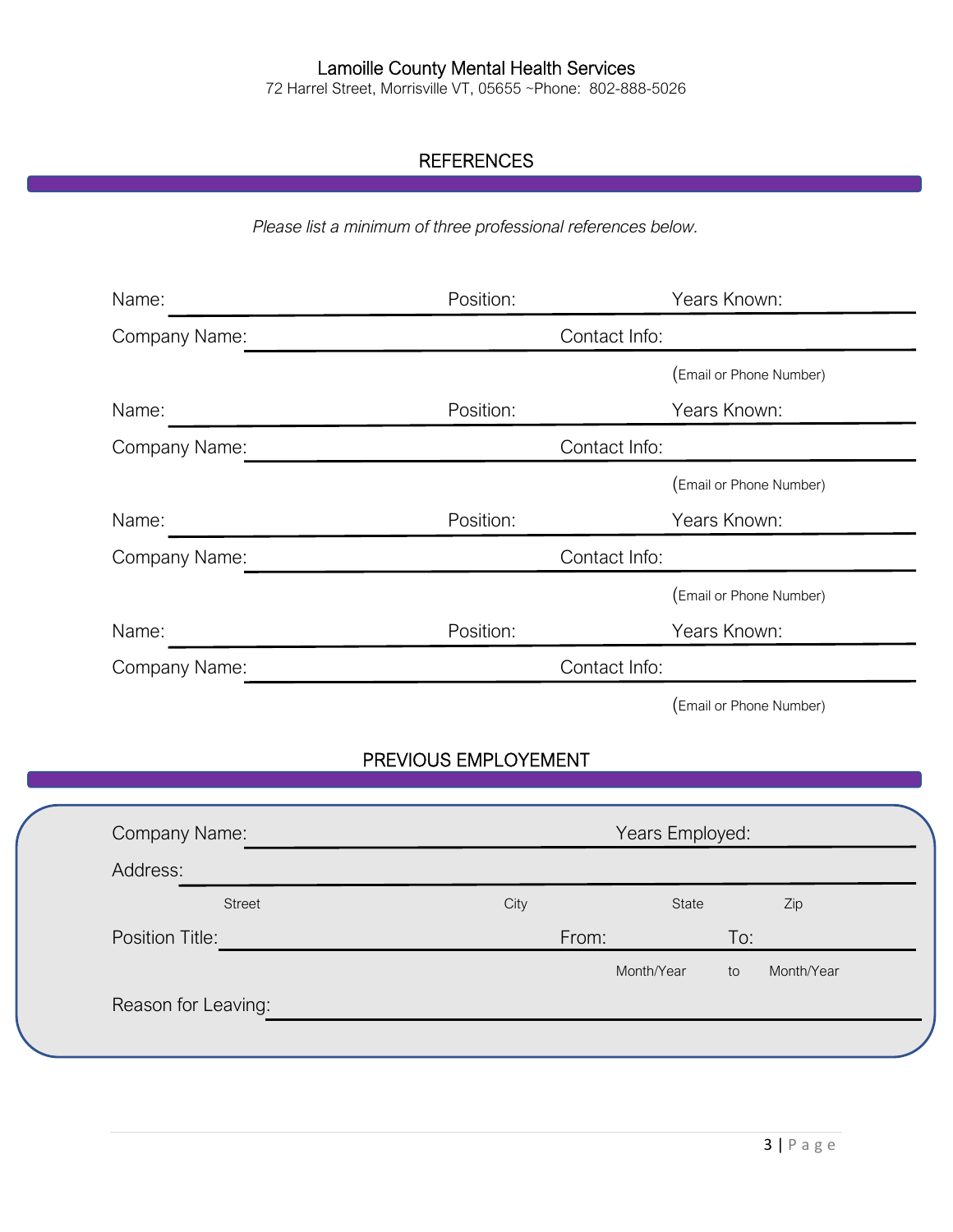Lamoille County Mental Health Services
72 Harrel Street, Morrisville VT, 05655 ~Phone: 802-888-5026

## REFERENCES

*Please list a minimum of three professional references below.*

Name: ____________________ Position: ____________________ Years Known: __________

Company Name: ____________________ Contact Info: ____________________
(Email or Phone Number)

Name: ____________________ Position: ____________________ Years Known: __________

Company Name: ____________________ Contact Info: ____________________
(Email or Phone Number)

Name: ____________________ Position: ____________________ Years Known: __________

Company Name: ____________________ Contact Info: ____________________
(Email or Phone Number)

Name: ____________________ Position: ____________________ Years Known: __________

Company Name: ____________________ Contact Info: ____________________
(Email or Phone Number)

## PREVIOUS EMPLOYEMENT

Company Name: ____________________ Years Employed: __________

Address: ________________________________________
Street City State Zip

Position Title: ____________________ From: __________ To: __________
Month/Year to Month/Year

Reason for Leaving: ________________________________________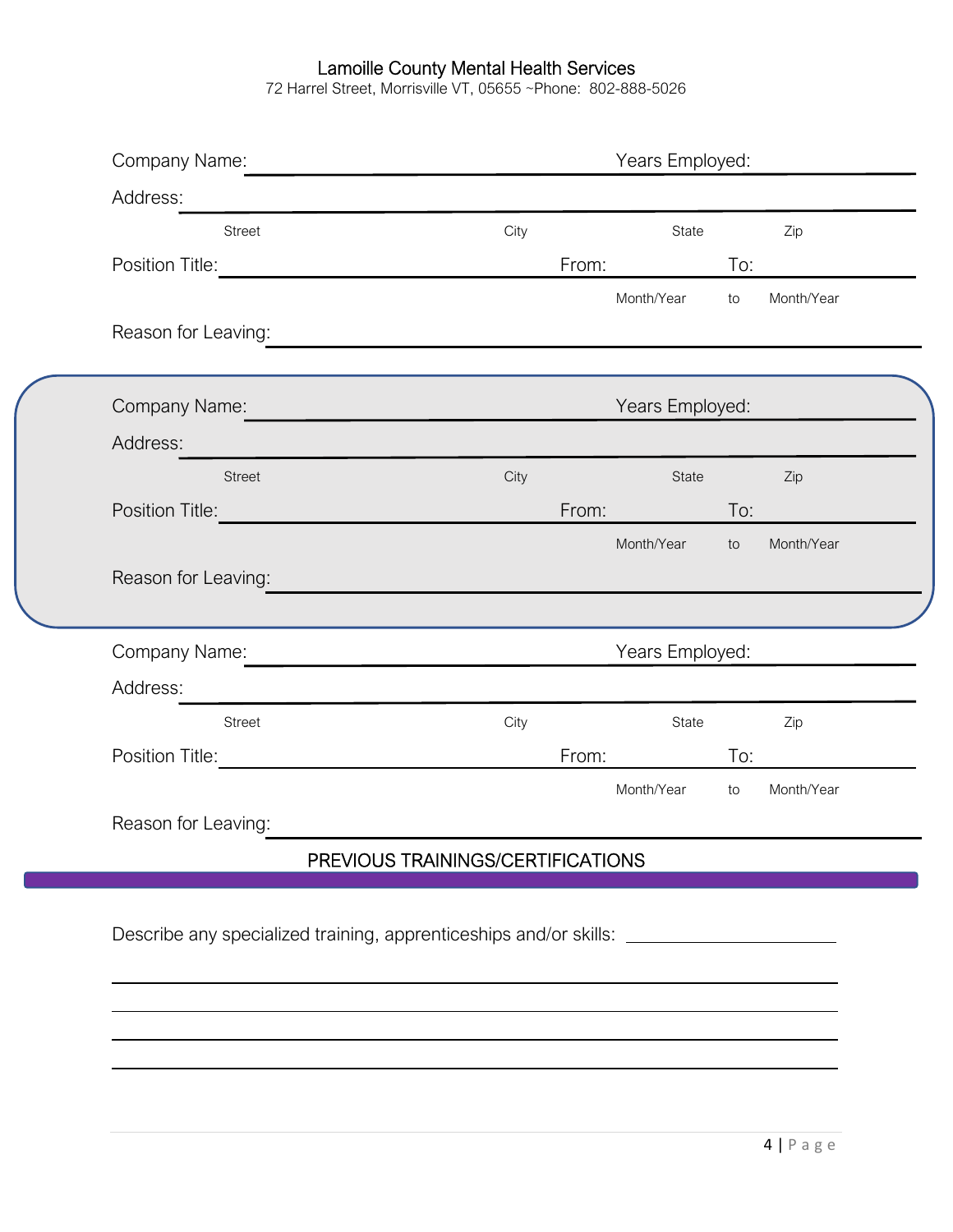Lamoille County Mental Health Services
72 Harrel Street, Morrisville VT, 05655 ~Phone: 802-888-5026

Company Name: ______________________________ Years Employed: __________

Address: ______________________________________________________________

Street City State Zip

Position Title: ______________________ From: __________ To: __________

Month/Year to Month/Year

Reason for Leaving: ____________________________________________________

Company Name: ______________________________ Years Employed: __________

Address: ______________________________________________________________

Street City State Zip

Position Title: ______________________ From: __________ To: __________

Month/Year to Month/Year

Reason for Leaving: ____________________________________________________

Company Name: ______________________________ Years Employed: __________

Address: ______________________________________________________________

Street City State Zip

Position Title: ______________________ From: __________ To: __________

Month/Year to Month/Year

Reason for Leaving: ____________________________________________________

## PREVIOUS TRAININGS/CERTIFICATIONS

Describe any specialized training, apprenticeships and/or skills: ______________________

________________________________________________________________________

________________________________________________________________________

________________________________________________________________________

________________________________________________________________________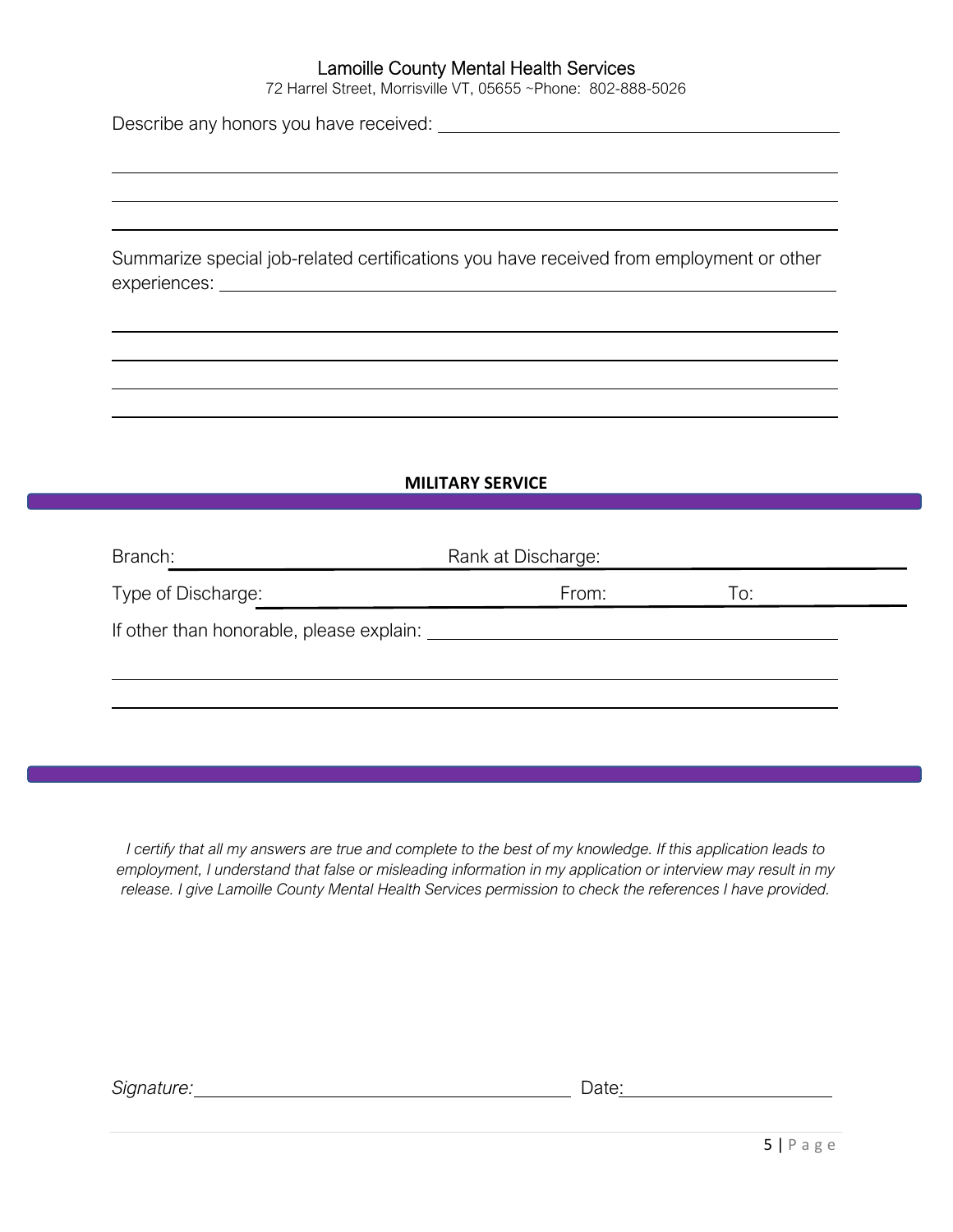Describe any honors you have received: ______________________________________________

______________________________________________________________________________

______________________________________________________________________________

______________________________________________________________________________

Summarize special job-related certifications you have received from employment or other experiences: ________________________________________________________________

______________________________________________________________________________

______________________________________________________________________________

______________________________________________________________________________

______________________________________________________________________________

## MILITARY SERVICE

Branch: ______________________ Rank at Discharge: ______________________

Type of Discharge: ______________________ From: __________ To: __________

If other than honorable, please explain: ____________________________________________

______________________________________________________________________________

______________________________________________________________________________

*I certify that all my answers are true and complete to the best of my knowledge. If this application leads to employment, I understand that false or misleading information in my application or interview may result in my release. I give Lamoille County Mental Health Services permission to check the references I have provided.*

*Signature:* ______________________________________ Date: ______________________